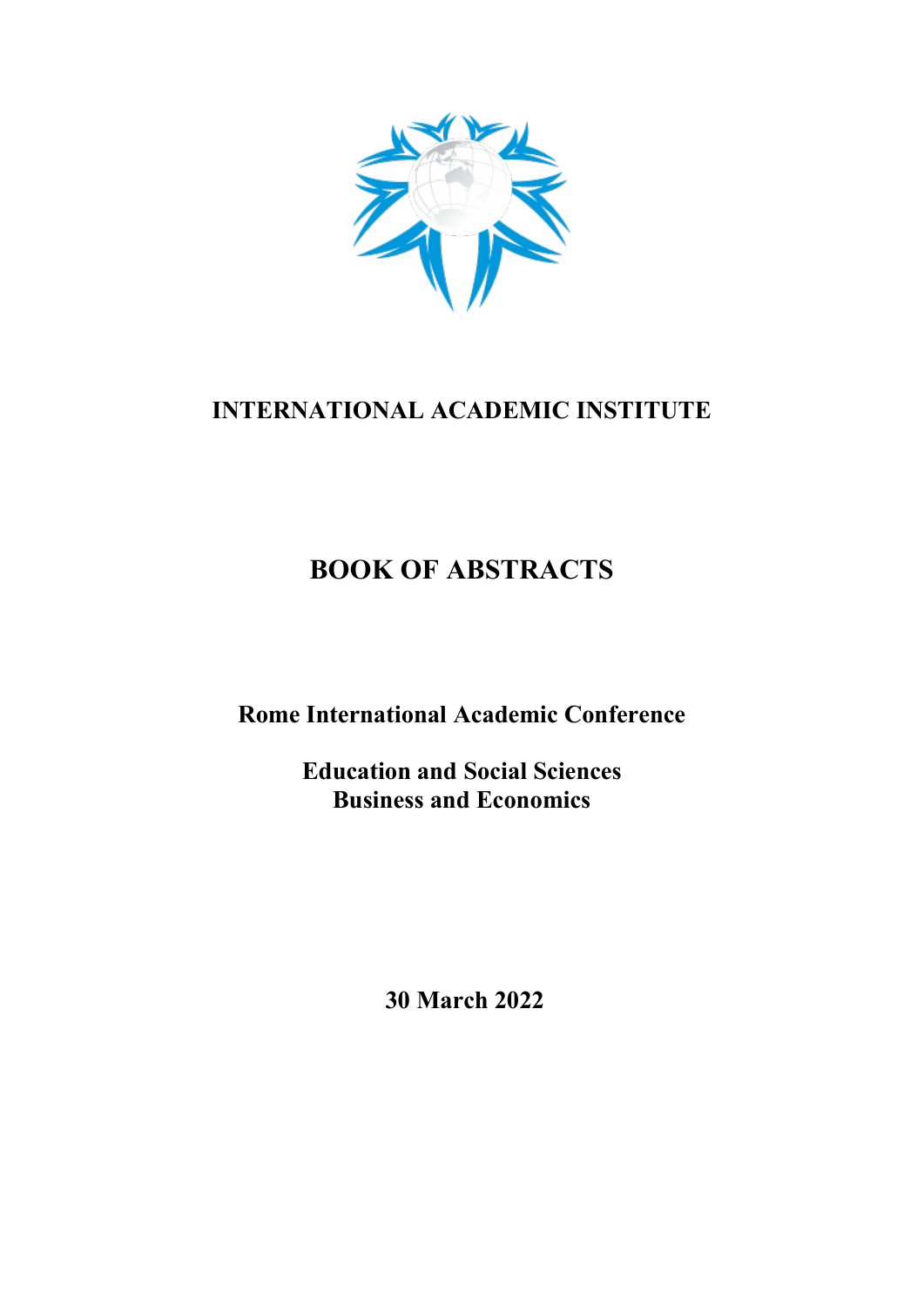# INTERNATIONAL ACADEMIC INSTITUTE

# BOOK OF ABSTRACTS

**Rome International Academic Conference**

**Education and Social Sciences**
**Business and Economics**

**30 March 2022**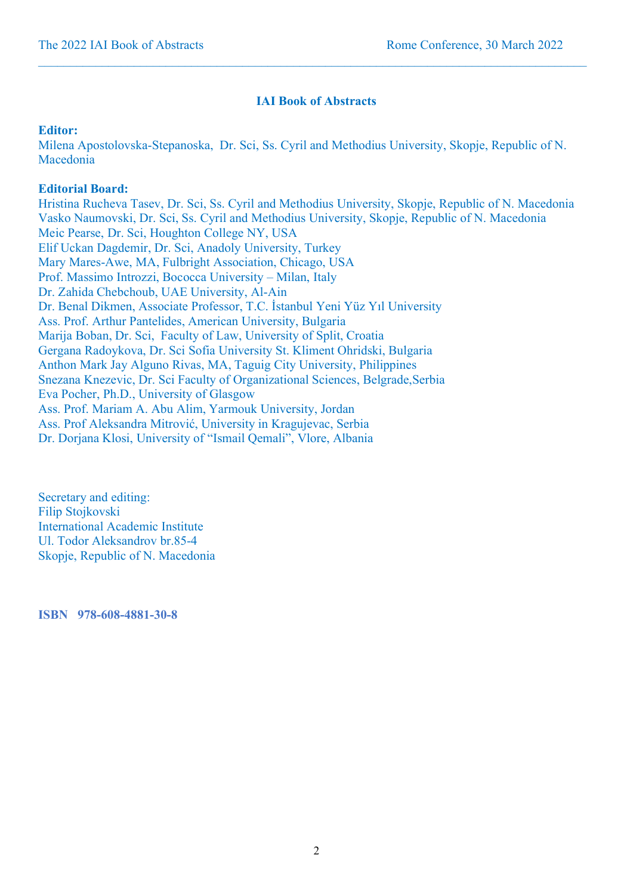# IAI Book of Abstracts

**Editor:**
Milena Apostolovska-Stepanoska, Dr. Sci, Ss. Cyril and Methodius University, Skopje, Republic of N. Macedonia

**Editorial Board:**
Hristina Rucheva Tasev, Dr. Sci, Ss. Cyril and Methodius University, Skopje, Republic of N. Macedonia
Vasko Naumovski, Dr. Sci, Ss. Cyril and Methodius University, Skopje, Republic of N. Macedonia
Meic Pearse, Dr. Sci, Houghton College NY, USA
Elif Uckan Dagdemir, Dr. Sci, Anadoly University, Turkey
Mary Mares-Awe, MA, Fulbright Association, Chicago, USA
Prof. Massimo Introzzi, Bococca University – Milan, Italy
Dr. Zahida Chebchoub, UAE University, Al-Ain
Dr. Benal Dikmen, Associate Professor, T.C. İstanbul Yeni Yüz Yıl University
Ass. Prof. Arthur Pantelides, American University, Bulgaria
Marija Boban, Dr. Sci, Faculty of Law, University of Split, Croatia
Gergana Radoykova, Dr. Sci Sofia University St. Kliment Ohridski, Bulgaria
Anthon Mark Jay Alguno Rivas, MA, Taguig City University, Philippines
Snezana Knezevic, Dr. Sci Faculty of Organizational Sciences, Belgrade,Serbia
Eva Pocher, Ph.D., University of Glasgow
Ass. Prof. Mariam A. Abu Alim, Yarmouk University, Jordan
Ass. Prof Aleksandra Mitrović, University in Kragujevac, Serbia
Dr. Dorjana Klosi, University of "Ismail Qemali", Vlore, Albania

Secretary and editing:
Filip Stojkovski
International Academic Institute
Ul. Todor Aleksandrov br.85-4
Skopje, Republic of N. Macedonia

**ISBN 978-608-4881-30-8**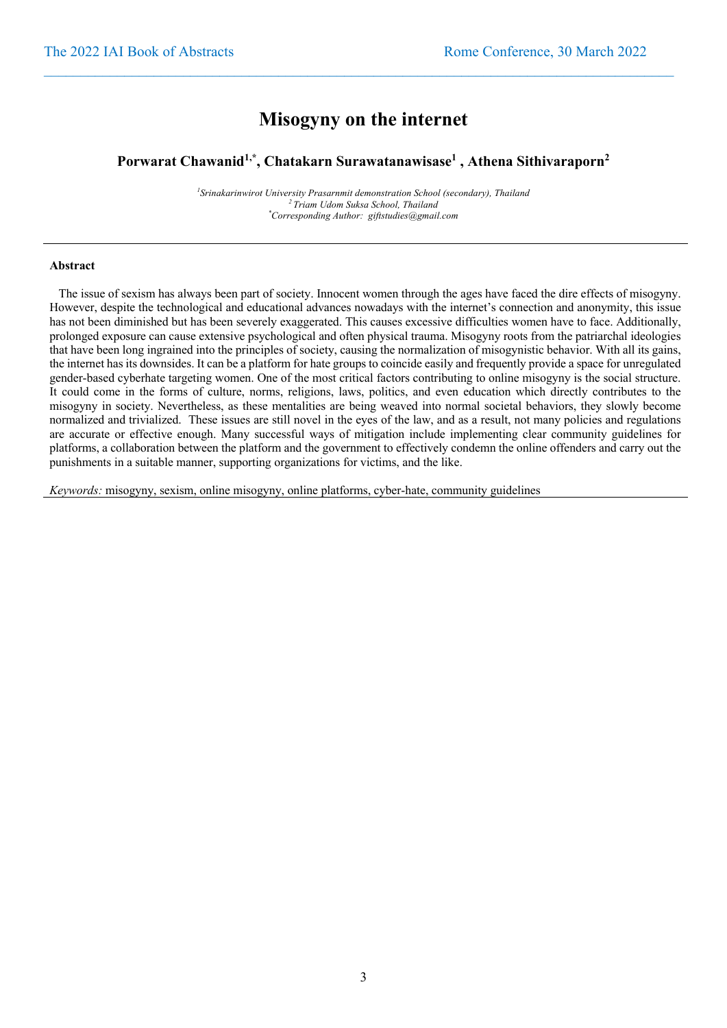# Misogyny on the internet

**Porwarat Chawanid[1,*], Chatakarn Surawatanawisase[1] , Athena Sithivaraporn[2]**

*[1]Srinakarinwirot University Prasarnmit demonstration School (secondary), Thailand*
*[2] Triam Udom Suksa School, Thailand*
*[*]Corresponding Author: giftstudies@gmail.com*

---

### Abstract

The issue of sexism has always been part of society. Innocent women through the ages have faced the dire effects of misogyny. However, despite the technological and educational advances nowadays with the internet's connection and anonymity, this issue has not been diminished but has been severely exaggerated. This causes excessive difficulties women have to face. Additionally, prolonged exposure can cause extensive psychological and often physical trauma. Misogyny roots from the patriarchal ideologies that have been long ingrained into the principles of society, causing the normalization of misogynistic behavior. With all its gains, the internet has its downsides. It can be a platform for hate groups to coincide easily and frequently provide a space for unregulated gender-based cyberhate targeting women. One of the most critical factors contributing to online misogyny is the social structure. It could come in the forms of culture, norms, religions, laws, politics, and even education which directly contributes to the misogyny in society. Nevertheless, as these mentalities are being weaved into normal societal behaviors, they slowly become normalized and trivialized. These issues are still novel in the eyes of the law, and as a result, not many policies and regulations are accurate or effective enough. Many successful ways of mitigation include implementing clear community guidelines for platforms, a collaboration between the platform and the government to effectively condemn the online offenders and carry out the punishments in a suitable manner, supporting organizations for victims, and the like.

*Keywords:* misogyny, sexism, online misogyny, online platforms, cyber-hate, community guidelines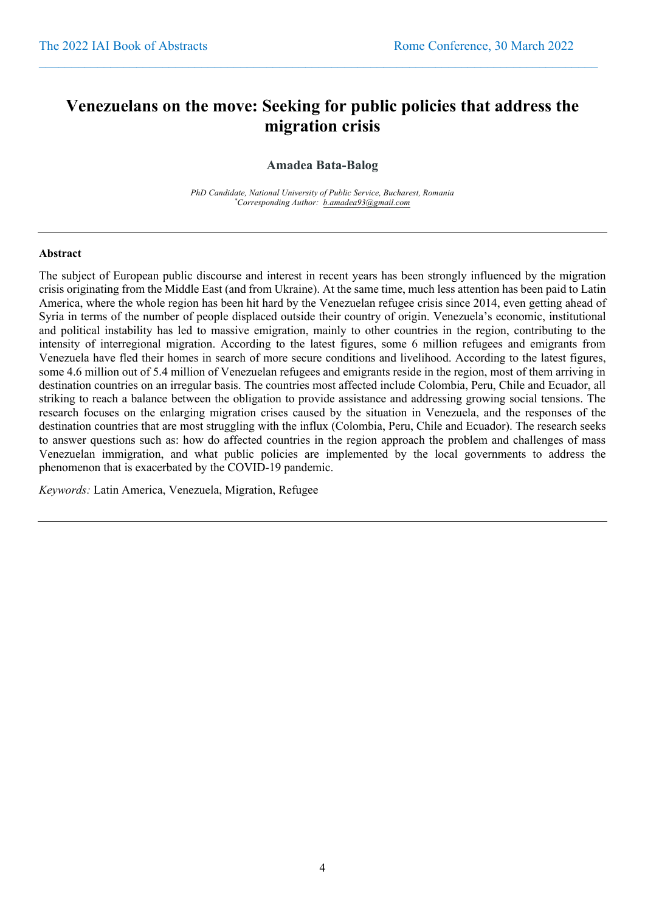# Venezuelans on the move: Seeking for public policies that address the migration crisis

**Amadea Bata-Balog**

*PhD Candidate, National University of Public Service, Bucharest, Romania*
*[*]Corresponding Author: b.amadea93@gmail.com*

---

**Abstract**

The subject of European public discourse and interest in recent years has been strongly influenced by the migration crisis originating from the Middle East (and from Ukraine). At the same time, much less attention has been paid to Latin America, where the whole region has been hit hard by the Venezuelan refugee crisis since 2014, even getting ahead of Syria in terms of the number of people displaced outside their country of origin. Venezuela's economic, institutional and political instability has led to massive emigration, mainly to other countries in the region, contributing to the intensity of interregional migration. According to the latest figures, some 6 million refugees and emigrants from Venezuela have fled their homes in search of more secure conditions and livelihood. According to the latest figures, some 4.6 million out of 5.4 million of Venezuelan refugees and emigrants reside in the region, most of them arriving in destination countries on an irregular basis. The countries most affected include Colombia, Peru, Chile and Ecuador, all striking to reach a balance between the obligation to provide assistance and addressing growing social tensions. The research focuses on the enlarging migration crises caused by the situation in Venezuela, and the responses of the destination countries that are most struggling with the influx (Colombia, Peru, Chile and Ecuador). The research seeks to answer questions such as: how do affected countries in the region approach the problem and challenges of mass Venezuelan immigration, and what public policies are implemented by the local governments to address the phenomenon that is exacerbated by the COVID-19 pandemic.

*Keywords:* Latin America, Venezuela, Migration, Refugee

---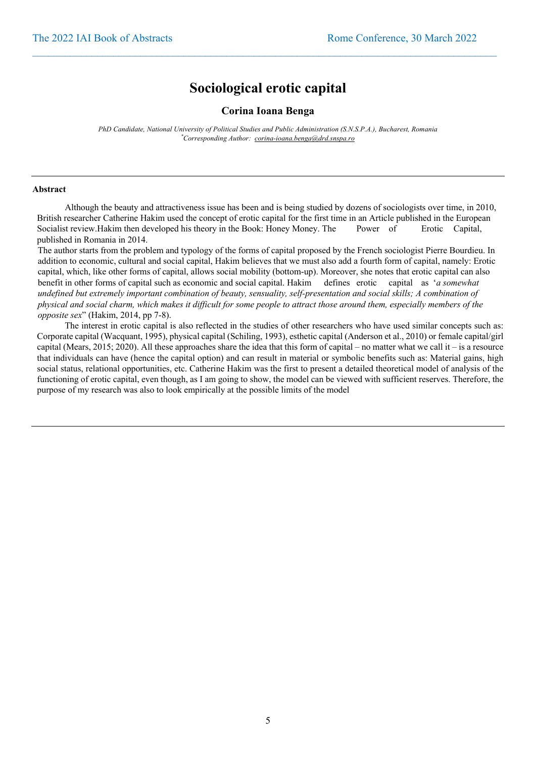# Sociological erotic capital

**Corina Ioana Benga**

*PhD Candidate, National University of Political Studies and Public Administration (S.N.S.P.A.), Bucharest, Romania*
*[*]Corresponding Author: corina-ioana.benga@drd.snspa.ro*

---

**Abstract**

Although the beauty and attractiveness issue has been and is being studied by dozens of sociologists over time, in 2010, British researcher Catherine Hakim used the concept of erotic capital for the first time in an Article published in the European Socialist review.Hakim then developed his theory in the Book: Honey Money. The Power of Erotic Capital, published in Romania in 2014.

The author starts from the problem and typology of the forms of capital proposed by the French sociologist Pierre Bourdieu. In addition to economic, cultural and social capital, Hakim believes that we must also add a fourth form of capital, namely: Erotic capital, which, like other forms of capital, allows social mobility (bottom-up). Moreover, she notes that erotic capital can also benefit in other forms of capital such as economic and social capital. Hakim defines erotic capital as '*a somewhat undefined but extremely important combination of beauty, sensuality, self-presentation and social skills; A combination of physical and social charm, which makes it difficult for some people to attract those around them, especially members of the opposite sex*" (Hakim, 2014, pp 7-8).

The interest in erotic capital is also reflected in the studies of other researchers who have used similar concepts such as: Corporate capital (Wacquant, 1995), physical capital (Schiling, 1993), esthetic capital (Anderson et al., 2010) or female capital/girl capital (Mears, 2015; 2020). All these approaches share the idea that this form of capital – no matter what we call it – is a resource that individuals can have (hence the capital option) and can result in material or symbolic benefits such as: Material gains, high social status, relational opportunities, etc. Catherine Hakim was the first to present a detailed theoretical model of analysis of the functioning of erotic capital, even though, as I am going to show, the model can be viewed with sufficient reserves. Therefore, the purpose of my research was also to look empirically at the possible limits of the model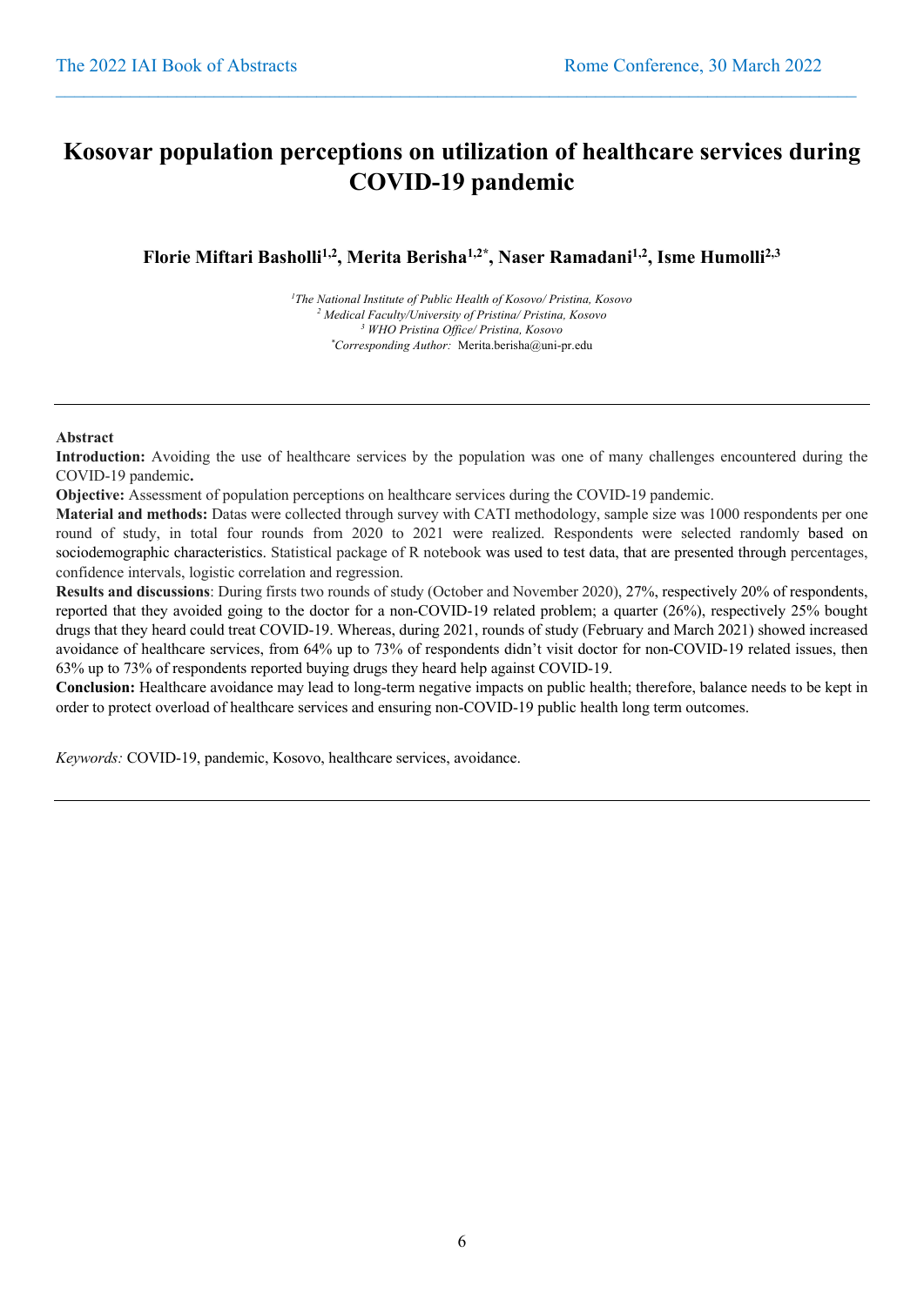# Kosovar population perceptions on utilization of healthcare services during COVID-19 pandemic

**Florie Miftari Basholli[1,2], Merita Berisha[1,2*], Naser Ramadani[1,2], Isme Humolli[2,3]**

*[1]The National Institute of Public Health of Kosovo/ Pristina, Kosovo*
*[2] Medical Faculty/University of Pristina/ Pristina, Kosovo*
*[3] WHO Pristina Office/ Pristina, Kosovo*
*[*]Corresponding Author:* Merita.berisha@uni-pr.edu

---

**Abstract**

**Introduction:** Avoiding the use of healthcare services by the population was one of many challenges encountered during the COVID-19 pandemic**.**

**Objective:** Assessment of population perceptions on healthcare services during the COVID-19 pandemic.

**Material and methods:** Datas were collected through survey with CATI methodology, sample size was 1000 respondents per one round of study, in total four rounds from 2020 to 2021 were realized. Respondents were selected randomly based on sociodemographic characteristics. Statistical package of R notebook was used to test data, that are presented through percentages, confidence intervals, logistic correlation and regression.

**Results and discussions**: During firsts two rounds of study (October and November 2020), 27%, respectively 20% of respondents, reported that they avoided going to the doctor for a non-COVID-19 related problem; a quarter (26%), respectively 25% bought drugs that they heard could treat COVID-19. Whereas, during 2021, rounds of study (February and March 2021) showed increased avoidance of healthcare services, from 64% up to 73% of respondents didn't visit doctor for non-COVID-19 related issues, then 63% up to 73% of respondents reported buying drugs they heard help against COVID-19.

**Conclusion:** Healthcare avoidance may lead to long-term negative impacts on public health; therefore, balance needs to be kept in order to protect overload of healthcare services and ensuring non-COVID-19 public health long term outcomes.

*Keywords:* COVID-19, pandemic, Kosovo, healthcare services, avoidance.

---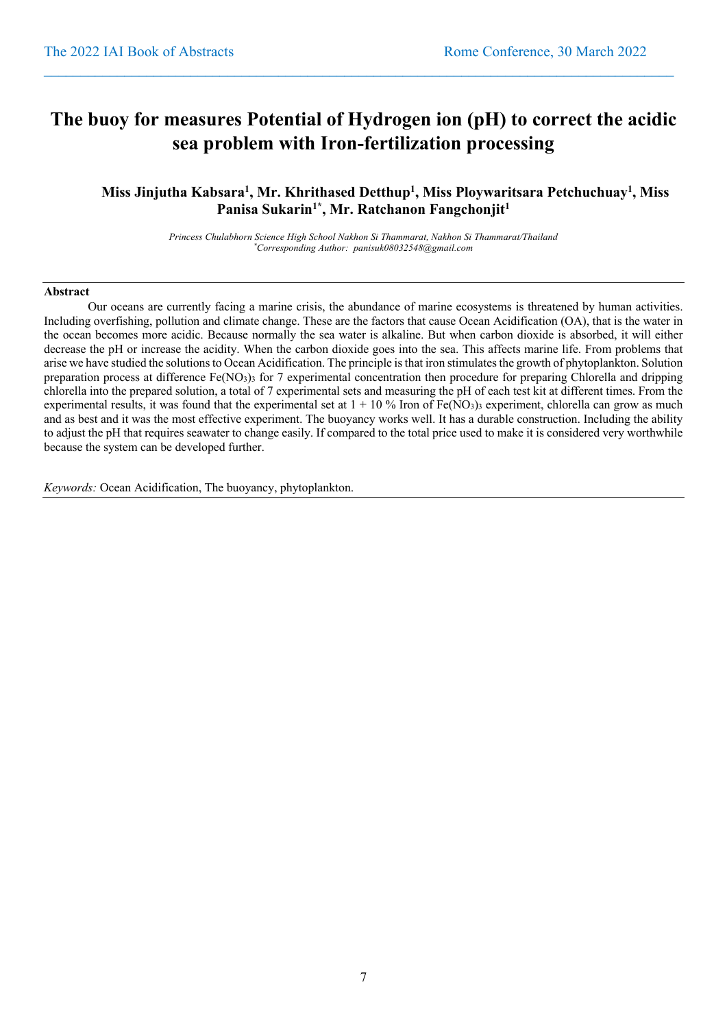# The buoy for measures Potential of Hydrogen ion (pH) to correct the acidic sea problem with Iron-fertilization processing

**Miss Jinjutha Kabsara[1], Mr. Khrithased Detthup[1], Miss Ploywaritsara Petchuchuay[1], Miss Panisa Sukarin[1*], Mr. Ratchanon Fangchonjit[1]**

*Princess Chulabhorn Science High School Nakhon Si Thammarat, Nakhon Si Thammarat/Thailand*
*[*]Corresponding Author: panisuk08032548@gmail.com*

## Abstract

Our oceans are currently facing a marine crisis, the abundance of marine ecosystems is threatened by human activities. Including overfishing, pollution and climate change. These are the factors that cause Ocean Acidification (OA), that is the water in the ocean becomes more acidic. Because normally the sea water is alkaline. But when carbon dioxide is absorbed, it will either decrease the pH or increase the acidity. When the carbon dioxide goes into the sea. This affects marine life. From problems that arise we have studied the solutions to Ocean Acidification. The principle is that iron stimulates the growth of phytoplankton. Solution preparation process at difference $Fe(NO_3)_3$ for 7 experimental concentration then procedure for preparing Chlorella and dripping chlorella into the prepared solution, a total of 7 experimental sets and measuring the pH of each test kit at different times. From the experimental results, it was found that the experimental set at 1 + 10 % Iron of $Fe(NO_3)_3$ experiment, chlorella can grow as much and as best and it was the most effective experiment. The buoyancy works well. It has a durable construction. Including the ability to adjust the pH that requires seawater to change easily. If compared to the total price used to make it is considered very worthwhile because the system can be developed further.

*Keywords:* Ocean Acidification, The buoyancy, phytoplankton.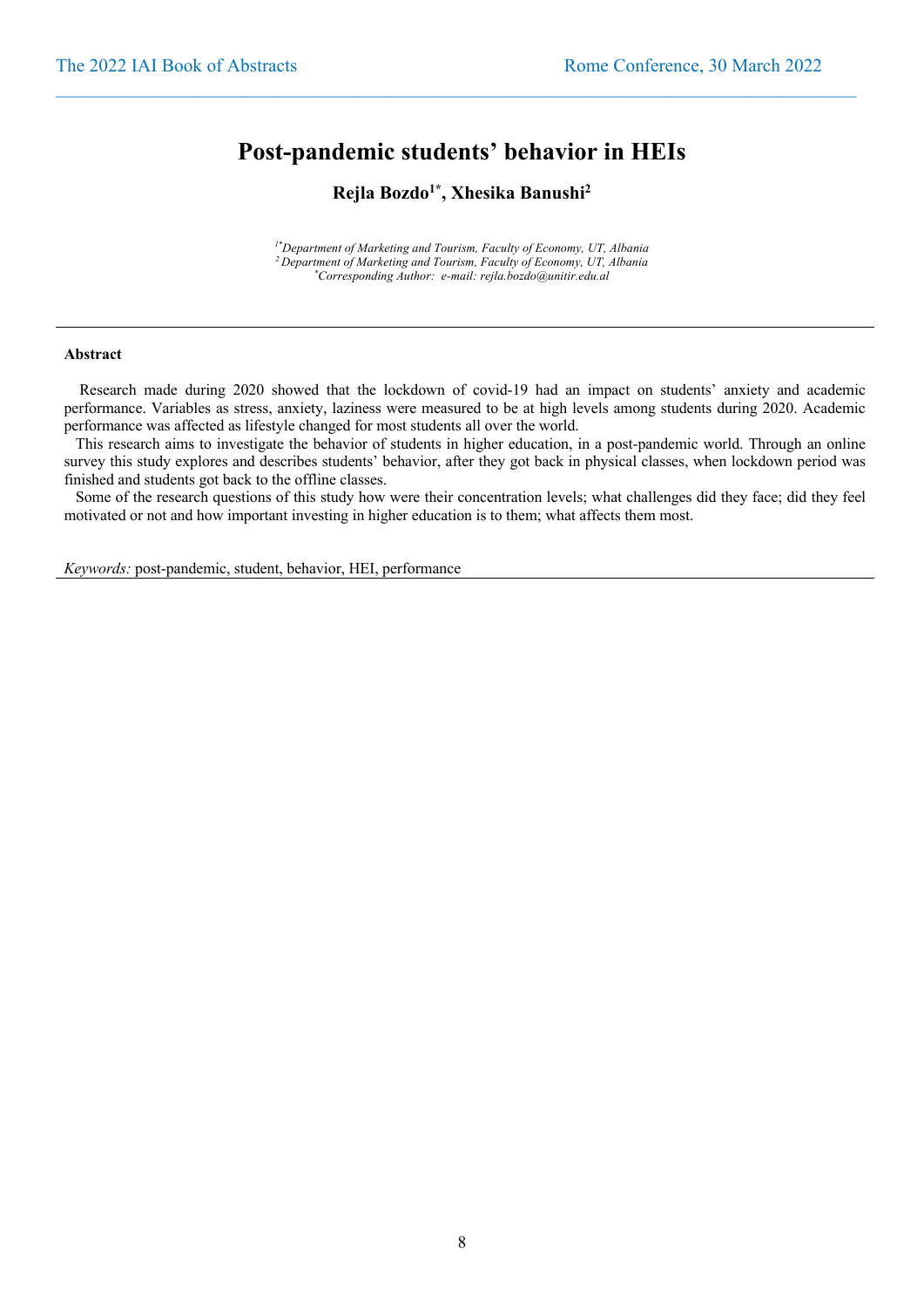# Post-pandemic students' behavior in HEIs

**Rejla Bozdo[1*], Xhesika Banushi[2]**

*[1*]Department of Marketing and Tourism, Faculty of Economy, UT, Albania*
*[2] Department of Marketing and Tourism, Faculty of Economy, UT, Albania*
*[*]Corresponding Author: e-mail: rejla.bozdo@unitir.edu.al*

---

**Abstract**

Research made during 2020 showed that the lockdown of covid-19 had an impact on students' anxiety and academic performance. Variables as stress, anxiety, laziness were measured to be at high levels among students during 2020. Academic performance was affected as lifestyle changed for most students all over the world.

This research aims to investigate the behavior of students in higher education, in a post-pandemic world. Through an online survey this study explores and describes students' behavior, after they got back in physical classes, when lockdown period was finished and students got back to the offline classes.

Some of the research questions of this study how were their concentration levels; what challenges did they face; did they feel motivated or not and how important investing in higher education is to them; what affects them most.

*Keywords:* post-pandemic, student, behavior, HEI, performance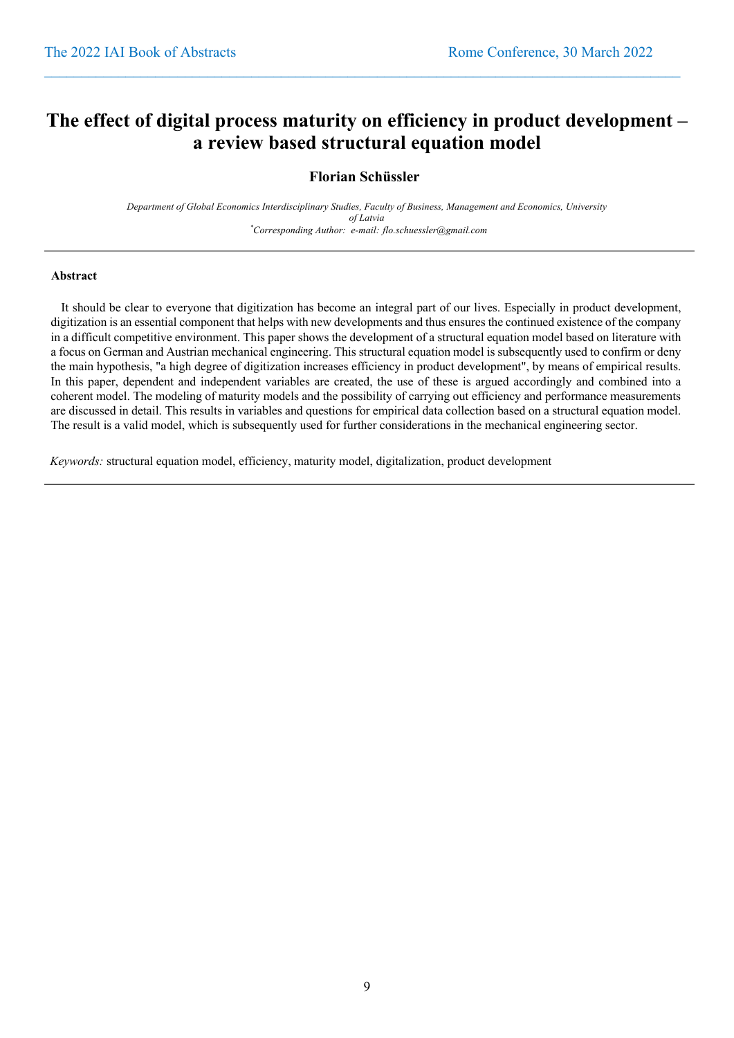# The effect of digital process maturity on efficiency in product development – a review based structural equation model

**Florian Schüssler**

*Department of Global Economics Interdisciplinary Studies, Faculty of Business, Management and Economics, University of Latvia*
*[*]Corresponding Author: e-mail: flo.schuessler@gmail.com*

---

**Abstract**

It should be clear to everyone that digitization has become an integral part of our lives. Especially in product development, digitization is an essential component that helps with new developments and thus ensures the continued existence of the company in a difficult competitive environment. This paper shows the development of a structural equation model based on literature with a focus on German and Austrian mechanical engineering. This structural equation model is subsequently used to confirm or deny the main hypothesis, "a high degree of digitization increases efficiency in product development", by means of empirical results. In this paper, dependent and independent variables are created, the use of these is argued accordingly and combined into a coherent model. The modeling of maturity models and the possibility of carrying out efficiency and performance measurements are discussed in detail. This results in variables and questions for empirical data collection based on a structural equation model. The result is a valid model, which is subsequently used for further considerations in the mechanical engineering sector.

*Keywords:* structural equation model, efficiency, maturity model, digitalization, product development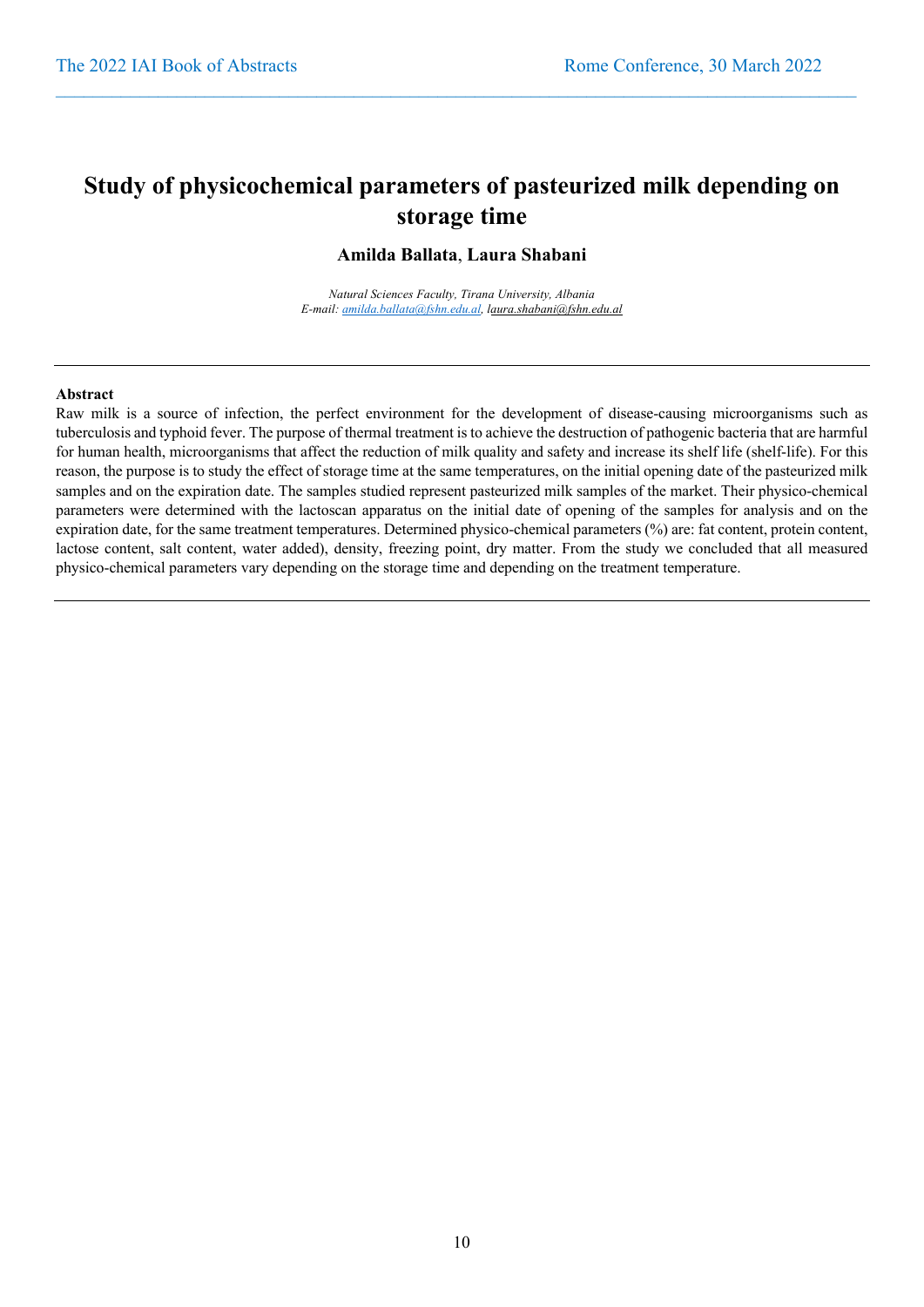# Study of physicochemical parameters of pasteurized milk depending on storage time

**Amilda Ballata**, **Laura Shabani**

*Natural Sciences Faculty, Tirana University, Albania*
*E-mail: amilda.ballata@fshn.edu.al, laura.shabani@fshn.edu.al*

---

**Abstract**

Raw milk is a source of infection, the perfect environment for the development of disease-causing microorganisms such as tuberculosis and typhoid fever. The purpose of thermal treatment is to achieve the destruction of pathogenic bacteria that are harmful for human health, microorganisms that affect the reduction of milk quality and safety and increase its shelf life (shelf-life). For this reason, the purpose is to study the effect of storage time at the same temperatures, on the initial opening date of the pasteurized milk samples and on the expiration date. The samples studied represent pasteurized milk samples of the market. Their physico-chemical parameters were determined with the lactoscan apparatus on the initial date of opening of the samples for analysis and on the expiration date, for the same treatment temperatures. Determined physico-chemical parameters (%) are: fat content, protein content, lactose content, salt content, water added), density, freezing point, dry matter. From the study we concluded that all measured physico-chemical parameters vary depending on the storage time and depending on the treatment temperature.

---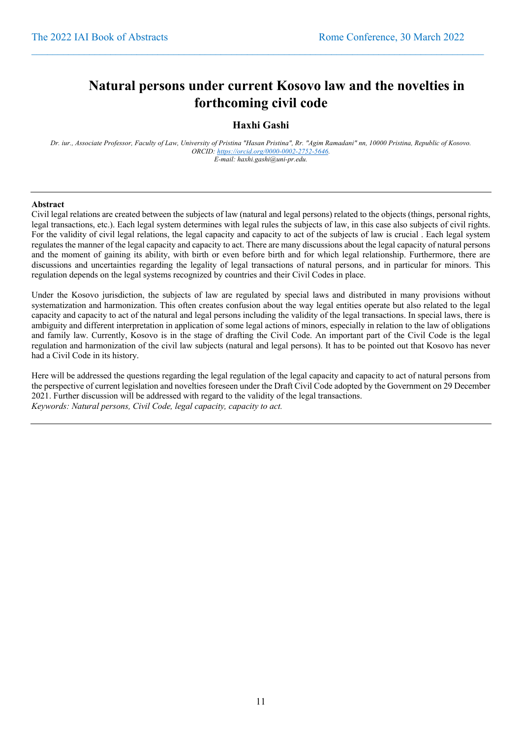# Natural persons under current Kosovo law and the novelties in forthcoming civil code

**Haxhi Gashi**

*Dr. iur., Associate Professor, Faculty of Law, University of Pristina "Hasan Pristina", Rr. "Agim Ramadani" nn, 10000 Pristina, Republic of Kosovo.*
*ORCID: https://orcid.org/0000-0002-2752-5646.*
*E-mail: haxhi.gashi@uni-pr.edu.*

---

**Abstract**

Civil legal relations are created between the subjects of law (natural and legal persons) related to the objects (things, personal rights, legal transactions, etc.). Each legal system determines with legal rules the subjects of law, in this case also subjects of civil rights. For the validity of civil legal relations, the legal capacity and capacity to act of the subjects of law is crucial . Each legal system regulates the manner of the legal capacity and capacity to act. There are many discussions about the legal capacity of natural persons and the moment of gaining its ability, with birth or even before birth and for which legal relationship. Furthermore, there are discussions and uncertainties regarding the legality of legal transactions of natural persons, and in particular for minors. This regulation depends on the legal systems recognized by countries and their Civil Codes in place.

Under the Kosovo jurisdiction, the subjects of law are regulated by special laws and distributed in many provisions without systematization and harmonization. This often creates confusion about the way legal entities operate but also related to the legal capacity and capacity to act of the natural and legal persons including the validity of the legal transactions. In special laws, there is ambiguity and different interpretation in application of some legal actions of minors, especially in relation to the law of obligations and family law. Currently, Kosovo is in the stage of drafting the Civil Code. An important part of the Civil Code is the legal regulation and harmonization of the civil law subjects (natural and legal persons). It has to be pointed out that Kosovo has never had a Civil Code in its history.

Here will be addressed the questions regarding the legal regulation of the legal capacity and capacity to act of natural persons from the perspective of current legislation and novelties foreseen under the Draft Civil Code adopted by the Government on 29 December 2021. Further discussion will be addressed with regard to the validity of the legal transactions.

*Keywords: Natural persons, Civil Code, legal capacity, capacity to act.*

---